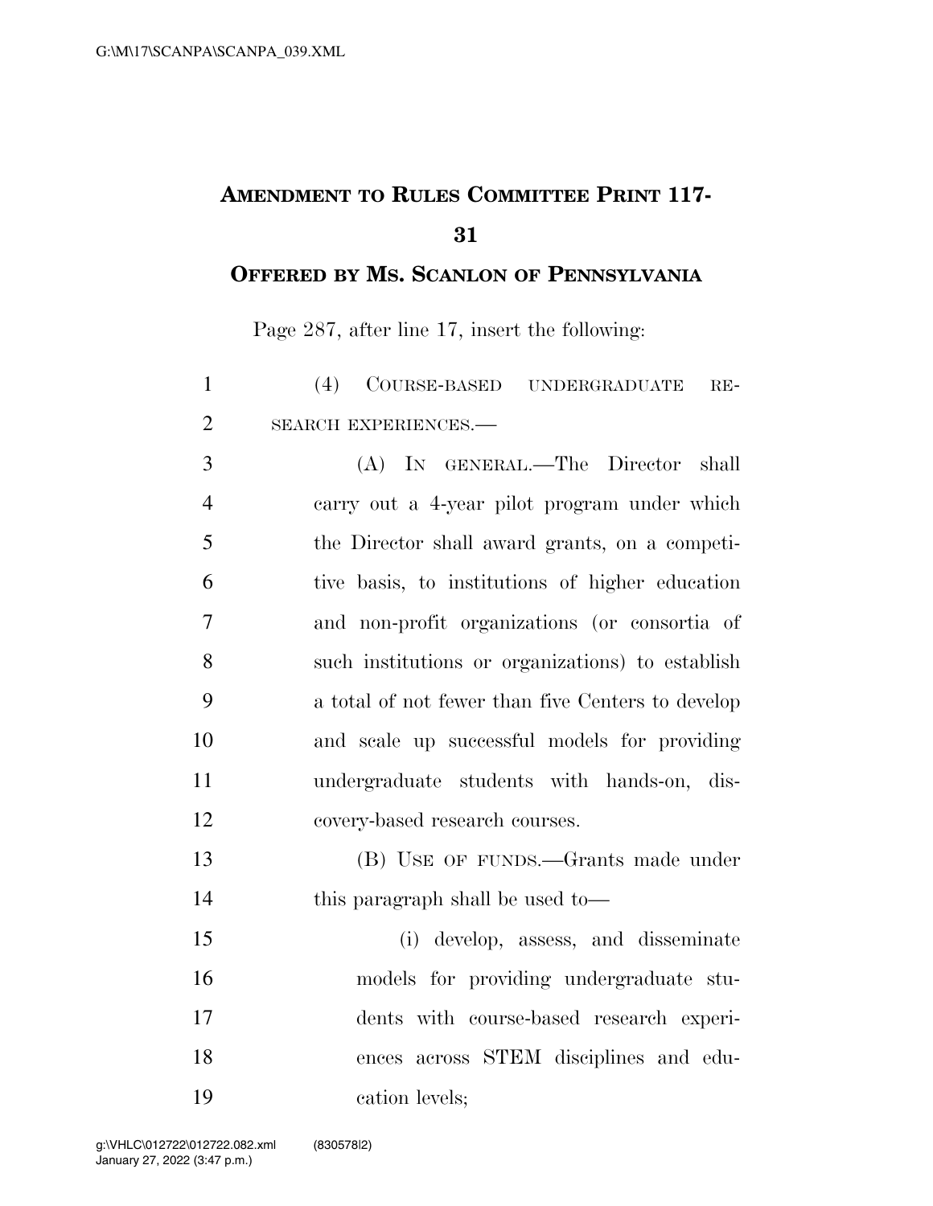# Amendment to Rules Committee Print 117-31

## Offered by Ms. Scanlon of Pennsylvania

Page 287, after line 17, insert the following:

(4) COURSE-BASED UNDERGRADUATE RESEARCH EXPERIENCES.—

(A) IN GENERAL.—The Director shall carry out a 4-year pilot program under which the Director shall award grants, on a competitive basis, to institutions of higher education and non-profit organizations (or consortia of such institutions or organizations) to establish a total of not fewer than five Centers to develop and scale up successful models for providing undergraduate students with hands-on, discovery-based research courses.

(B) USE OF FUNDS.—Grants made under this paragraph shall be used to—

(i) develop, assess, and disseminate models for providing undergraduate students with course-based research experiences across STEM disciplines and education levels;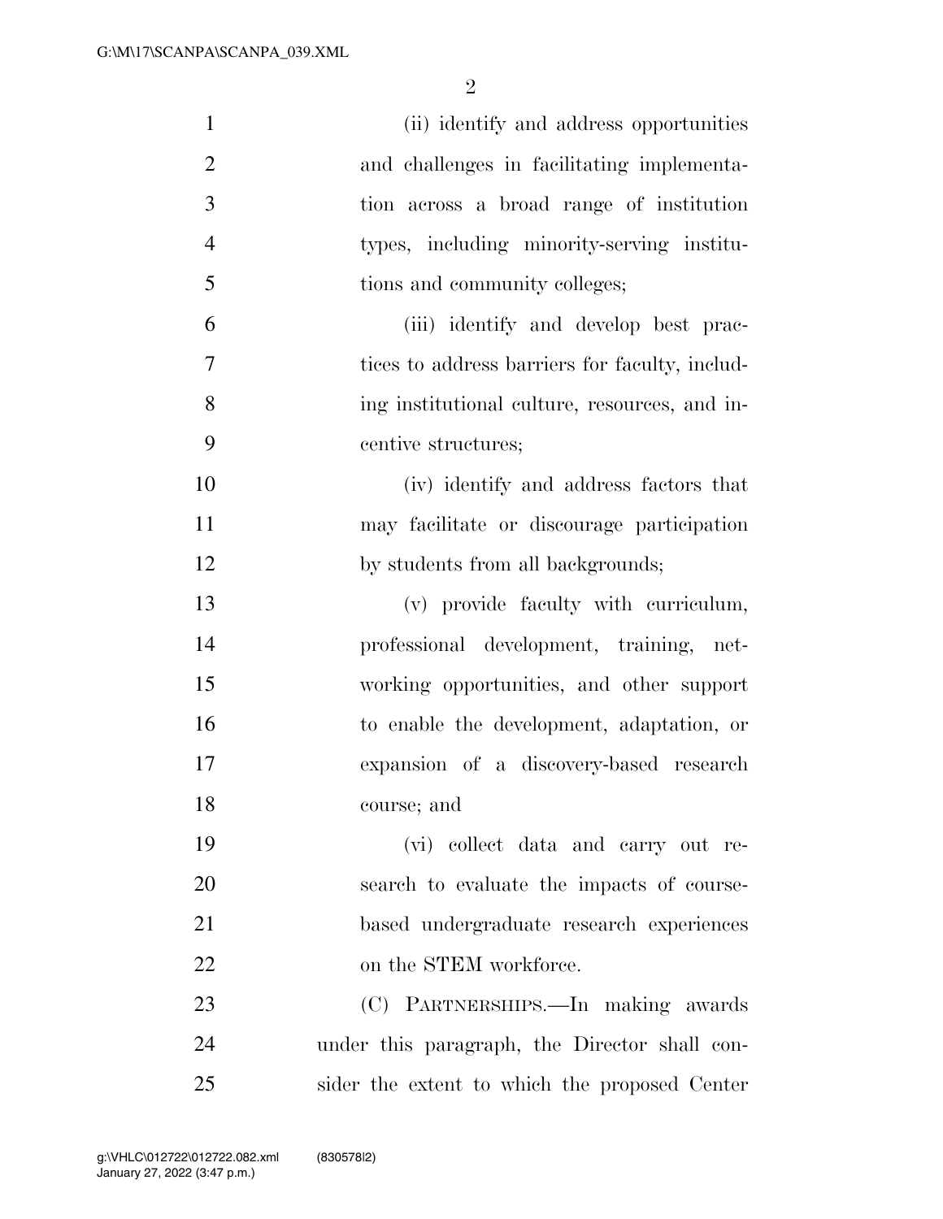(ii) identify and address opportunities and challenges in facilitating implementation across a broad range of institution types, including minority-serving institutions and community colleges;

(iii) identify and develop best practices to address barriers for faculty, including institutional culture, resources, and incentive structures;

(iv) identify and address factors that may facilitate or discourage participation by students from all backgrounds;

(v) provide faculty with curriculum, professional development, training, networking opportunities, and other support to enable the development, adaptation, or expansion of a discovery-based research course; and

(vi) collect data and carry out research to evaluate the impacts of course-based undergraduate research experiences on the STEM workforce.

(C) PARTNERSHIPS.—In making awards under this paragraph, the Director shall consider the extent to which the proposed Center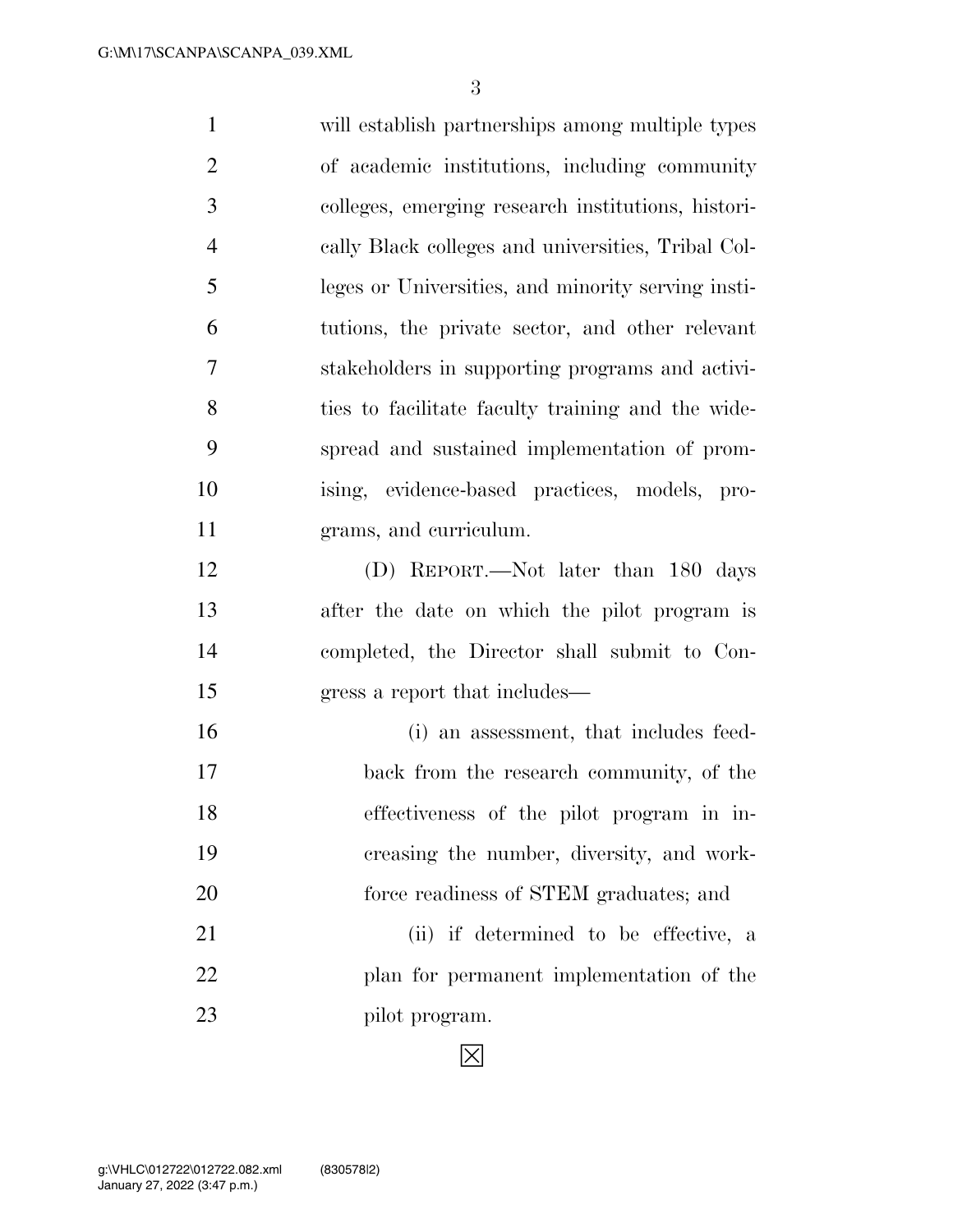will establish partnerships among multiple types of academic institutions, including community colleges, emerging research institutions, historically Black colleges and universities, Tribal Colleges or Universities, and minority serving institutions, the private sector, and other relevant stakeholders in supporting programs and activities to facilitate faculty training and the widespread and sustained implementation of promising, evidence-based practices, models, programs, and curriculum.

(D) REPORT.—Not later than 180 days after the date on which the pilot program is completed, the Director shall submit to Congress a report that includes—

(i) an assessment, that includes feedback from the research community, of the effectiveness of the pilot program in increasing the number, diversity, and workforce readiness of STEM graduates; and

(ii) if determined to be effective, a plan for permanent implementation of the pilot program.

☒